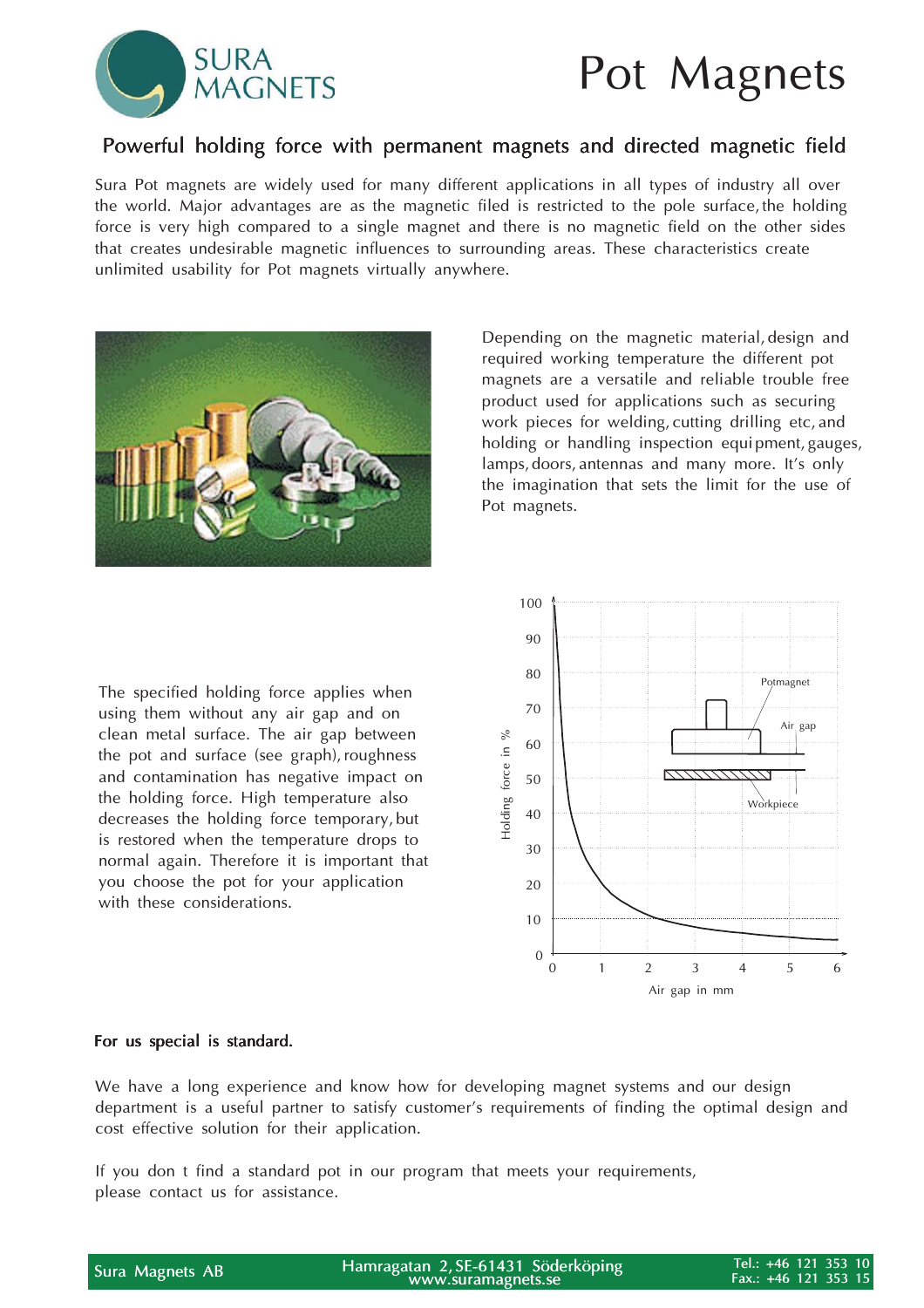# Pot Magnets

## Powerful holding force with permanent magnets and directed magnetic field

Sura Pot magnets are widely used for many different applications in all types of industry all over the world. Major advantages are as the magnetic filed is restricted to the pole surface, the holding force is very high compared to a single magnet and there is no magnetic field on the other sides that creates undesirable magnetic influences to surrounding areas. These characteristics create unlimited usability for Pot magnets virtually anywhere.

Depending on the magnetic material, design and required working temperature the different pot magnets are a versatile and reliable trouble free product used for applications such as securing work pieces for welding, cutting drilling etc, and holding or handling inspection equipment, gauges, lamps, doors, antennas and many more. It's only the imagination that sets the limit for the use of Pot magnets.

The specified holding force applies when using them without any air gap and on clean metal surface. The air gap between the pot and surface (see graph), roughness and contamination has negative impact on the holding force. High temperature also decreases the holding force temporary, but is restored when the temperature drops to normal again. Therefore it is important that you choose the pot for your application with these considerations.

**For us special is standard.**

We have a long experience and know how for developing magnet systems and our design department is a useful partner to satisfy customer's requirements of finding the optimal design and cost effective solution for their application.

If you don t find a standard pot in our program that meets your requirements, please contact us for assistance.

Sura Magnets AB | Hamragatan 2, SE-61431 Söderköping | www.suramagnets.se | Tel.: +46 121 353 10 | Fax.: +46 121 353 15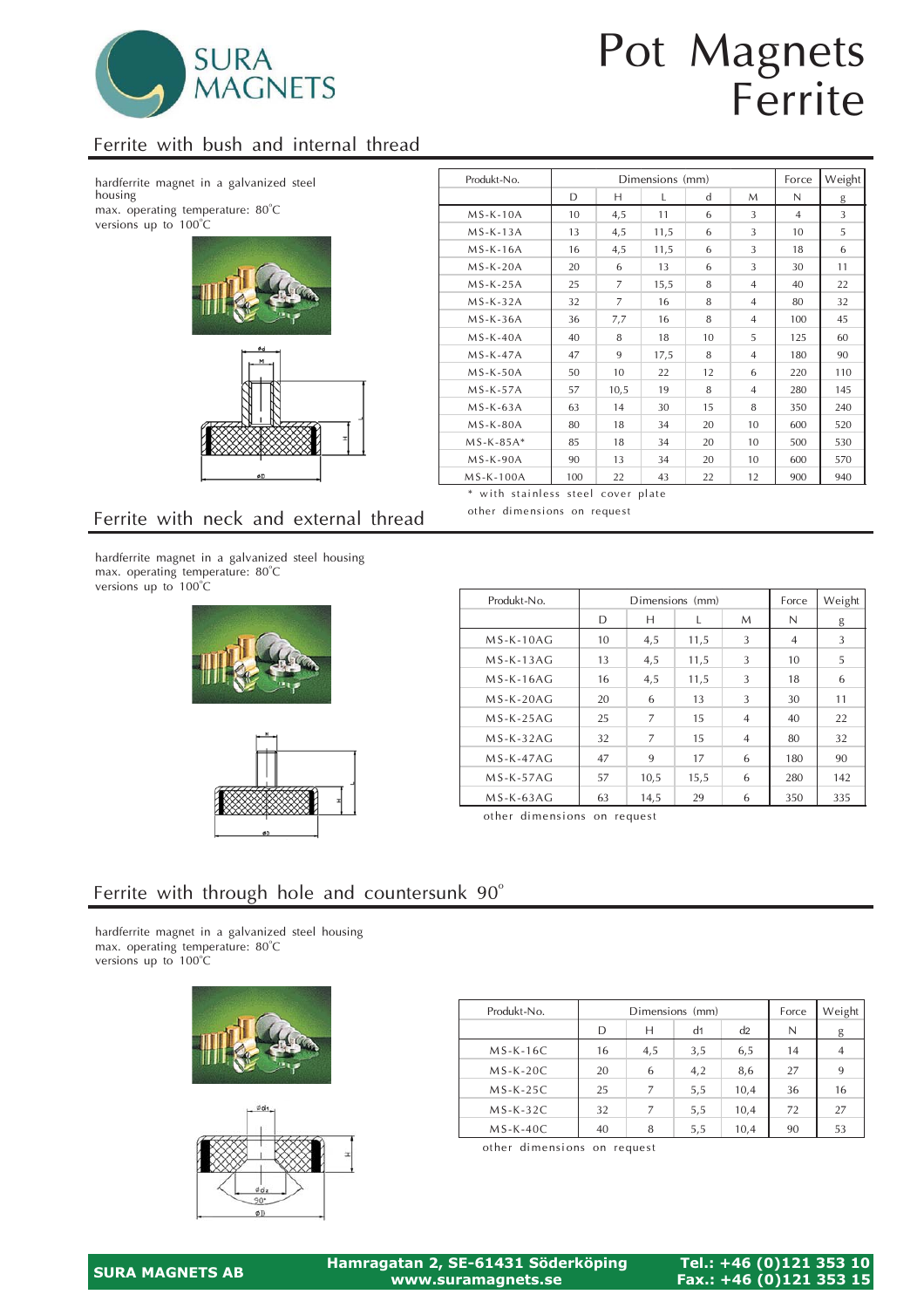# Pot Magnets Ferrite

## Ferrite with bush and internal thread

hardferrite magnet in a galvanized steel housing
max. operating temperature: 80°C
versions up to 100°C

| Produkt-No. | Dimensions (mm) | | | | | Force | Weight |
|---|---|---|---|---|---|---|---|
| | D | H | L | d | M | N | g |
| MS-K-10A | 10 | 4,5 | 11 | 6 | 3 | 4 | 3 |
| MS-K-13A | 13 | 4,5 | 11,5 | 6 | 3 | 10 | 5 |
| MS-K-16A | 16 | 4,5 | 11,5 | 6 | 3 | 18 | 6 |
| MS-K-20A | 20 | 6 | 13 | 6 | 3 | 30 | 11 |
| MS-K-25A | 25 | 7 | 15,5 | 8 | 4 | 40 | 22 |
| MS-K-32A | 32 | 7 | 16 | 8 | 4 | 80 | 32 |
| MS-K-36A | 36 | 7,7 | 16 | 8 | 4 | 100 | 45 |
| MS-K-40A | 40 | 8 | 18 | 10 | 5 | 125 | 60 |
| MS-K-47A | 47 | 9 | 17,5 | 8 | 4 | 180 | 90 |
| MS-K-50A | 50 | 10 | 22 | 12 | 6 | 220 | 110 |
| MS-K-57A | 57 | 10,5 | 19 | 8 | 4 | 280 | 145 |
| MS-K-63A | 63 | 14 | 30 | 15 | 8 | 350 | 240 |
| MS-K-80A | 80 | 18 | 34 | 20 | 10 | 600 | 520 |
| MS-K-85A* | 85 | 18 | 34 | 20 | 10 | 500 | 530 |
| MS-K-90A | 90 | 13 | 34 | 20 | 10 | 600 | 570 |
| MS-K-100A | 100 | 22 | 43 | 22 | 12 | 900 | 940 |

\* with stainless steel cover plate

other dimensions on request

## Ferrite with neck and external thread

hardferrite magnet in a galvanized steel housing
max. operating temperature: 80°C
versions up to 100°C

| Produkt-No. | Dimensions (mm) | | | | Force | Weight |
|---|---|---|---|---|---|---|
| | D | H | L | M | N | g |
| MS-K-10AG | 10 | 4,5 | 11,5 | 3 | 4 | 3 |
| MS-K-13AG | 13 | 4,5 | 11,5 | 3 | 10 | 5 |
| MS-K-16AG | 16 | 4,5 | 11,5 | 3 | 18 | 6 |
| MS-K-20AG | 20 | 6 | 13 | 3 | 30 | 11 |
| MS-K-25AG | 25 | 7 | 15 | 4 | 40 | 22 |
| MS-K-32AG | 32 | 7 | 15 | 4 | 80 | 32 |
| MS-K-47AG | 47 | 9 | 17 | 6 | 180 | 90 |
| MS-K-57AG | 57 | 10,5 | 15,5 | 6 | 280 | 142 |
| MS-K-63AG | 63 | 14,5 | 29 | 6 | 350 | 335 |

other dimensions on request

## Ferrite with through hole and countersunk 90°

hardferrite magnet in a galvanized steel housing
max. operating temperature: 80°C
versions up to 100°C

| Produkt-No. | Dimensions (mm) | | | | Force | Weight |
|---|---|---|---|---|---|---|
| | D | H | d1 | d2 | N | g |
| MS-K-16C | 16 | 4,5 | 3,5 | 6,5 | 14 | 4 |
| MS-K-20C | 20 | 6 | 4,2 | 8,6 | 27 | 9 |
| MS-K-25C | 25 | 7 | 5,5 | 10,4 | 36 | 16 |
| MS-K-32C | 32 | 7 | 5,5 | 10,4 | 72 | 27 |
| MS-K-40C | 40 | 8 | 5,5 | 10,4 | 90 | 53 |

other dimensions on request

**SURA MAGNETS AB** Hamragatan 2, SE-61431 Söderköping www.suramagnets.se Tel.: +46 (0)121 353 10 Fax.: +46 (0)121 353 15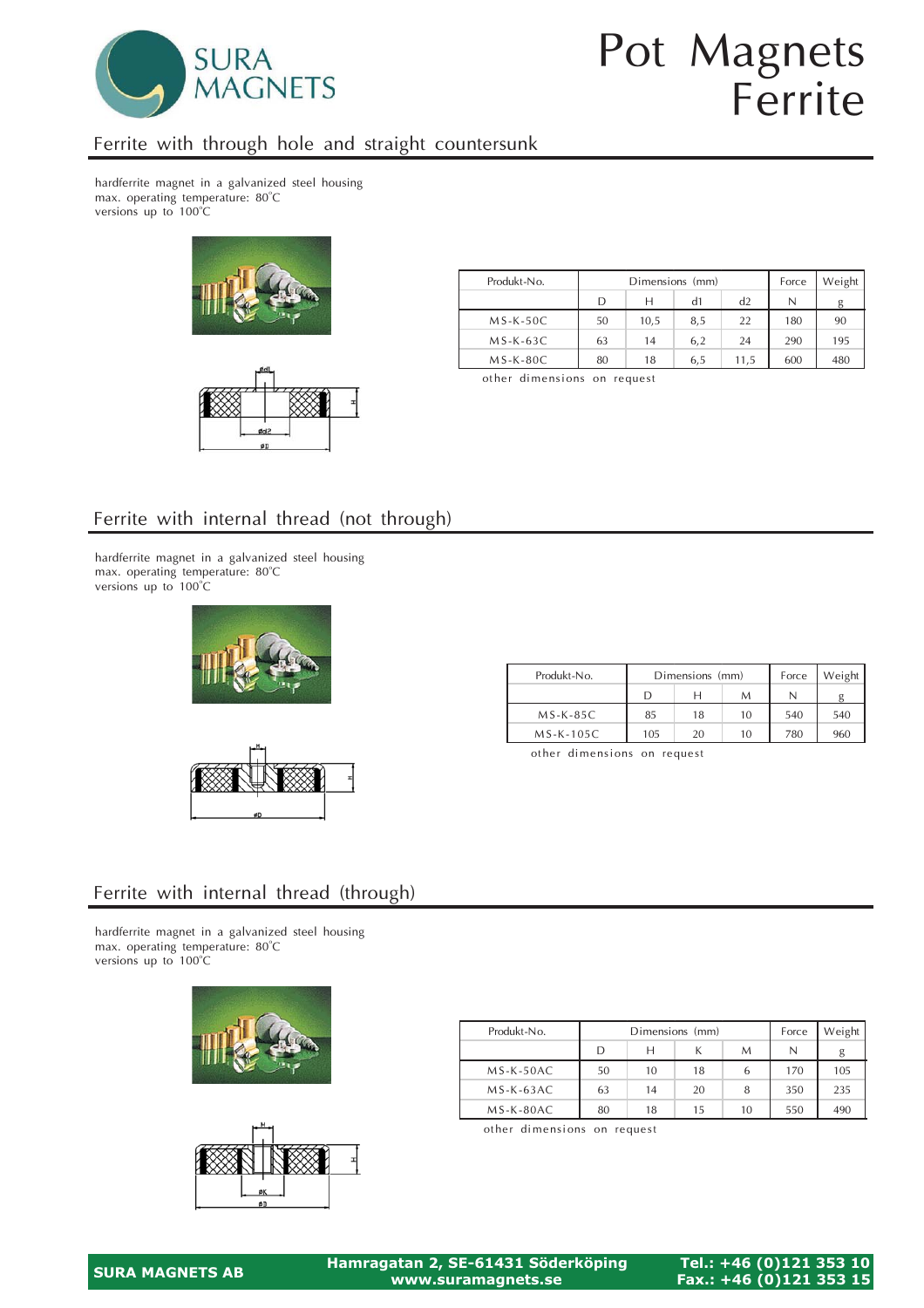# Pot Magnets Ferrite

## Ferrite with through hole and straight countersunk

hardferrite magnet in a galvanized steel housing
max. operating temperature: 80°C
versions up to 100°C

| Produkt-No. | Dimensions (mm) | | | | Force | Weight |
|---|---|---|---|---|---|---|
| | D | H | d1 | d2 | N | g |
| MS-K-50C | 50 | 10,5 | 8,5 | 22 | 180 | 90 |
| MS-K-63C | 63 | 14 | 6,2 | 24 | 290 | 195 |
| MS-K-80C | 80 | 18 | 6,5 | 11,5 | 600 | 480 |

other dimensions on request

## Ferrite with internal thread (not through)

hardferrite magnet in a galvanized steel housing
max. operating temperature: 80°C
versions up to 100°C

| Produkt-No. | Dimensions (mm) | | | Force | Weight |
|---|---|---|---|---|---|
| | D | H | M | N | g |
| MS-K-85C | 85 | 18 | 10 | 540 | 540 |
| MS-K-105C | 105 | 20 | 10 | 780 | 960 |

other dimensions on request

## Ferrite with internal thread (through)

hardferrite magnet in a galvanized steel housing
max. operating temperature: 80°C
versions up to 100°C

| Produkt-No. | Dimensions (mm) | | | | Force | Weight |
|---|---|---|---|---|---|---|
| | D | H | K | M | N | g |
| MS-K-50AC | 50 | 10 | 18 | 6 | 170 | 105 |
| MS-K-63AC | 63 | 14 | 20 | 8 | 350 | 235 |
| MS-K-80AC | 80 | 18 | 15 | 10 | 550 | 490 |

other dimensions on request

**SURA MAGNETS AB** | **Hamragatan 2, SE-61431 Söderköping** | **www.suramagnets.se** | **Tel.: +46 (0)121 353 10** | **Fax.: +46 (0)121 353 15**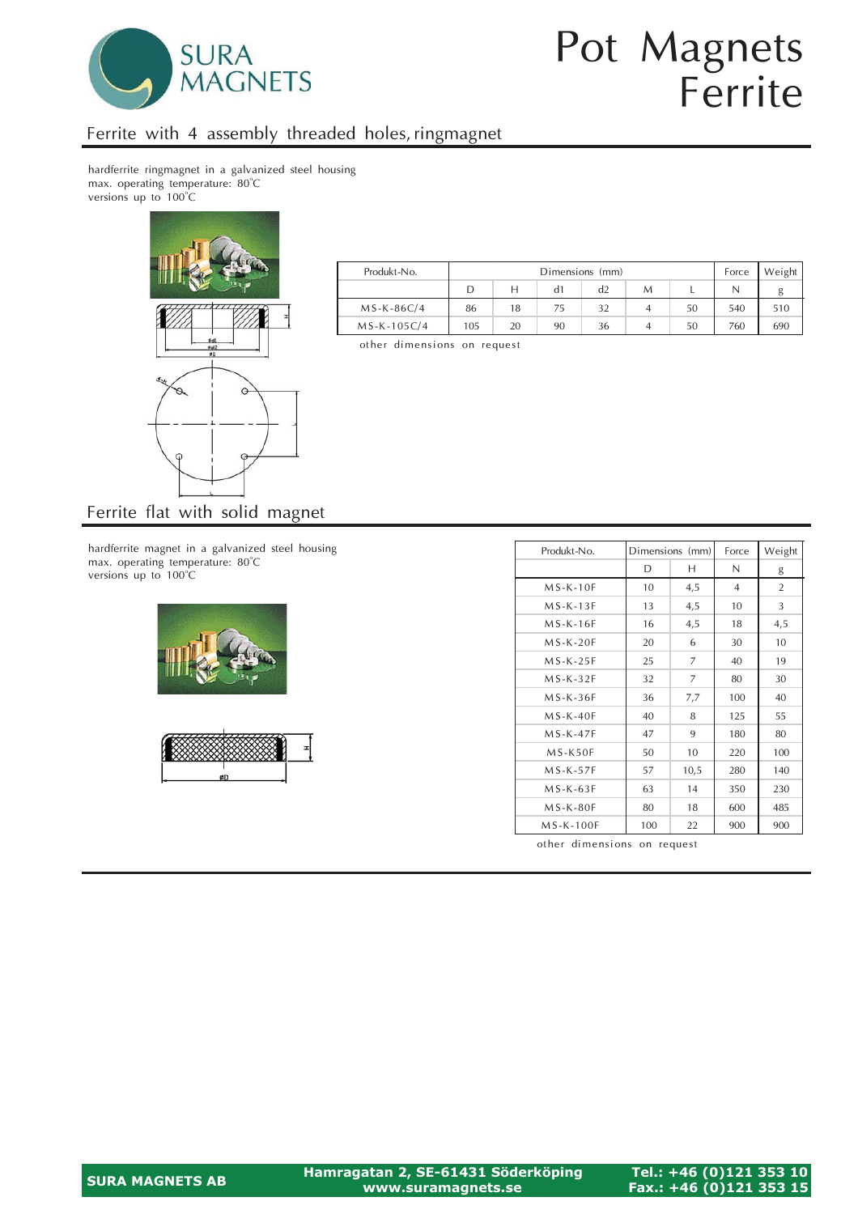# Pot Magnets Ferrite

## Ferrite with 4 assembly threaded holes, ringmagnet

hardferrite ringmagnet in a galvanized steel housing
max. operating temperature: 80°C
versions up to 100°C

| Produkt-No. | Dimensions (mm) | | | | | | Force | Weight |
|---|---|---|---|---|---|---|---|---|
| | D | H | d1 | d2 | M | L | N | g |
| MS-K-86C/4 | 86 | 18 | 75 | 32 | 4 | 50 | 540 | 510 |
| MS-K-105C/4 | 105 | 20 | 90 | 36 | 4 | 50 | 760 | 690 |

other dimensions on request

## Ferrite flat with solid magnet

hardferrite magnet in a galvanized steel housing
max. operating temperature: 80°C
versions up to 100°C

| Produkt-No. | Dimensions (mm) | | Force | Weight |
|---|---|---|---|---|
| | D | H | N | g |
| MS-K-10F | 10 | 4,5 | 4 | 2 |
| MS-K-13F | 13 | 4,5 | 10 | 3 |
| MS-K-16F | 16 | 4,5 | 18 | 4,5 |
| MS-K-20F | 20 | 6 | 30 | 10 |
| MS-K-25F | 25 | 7 | 40 | 19 |
| MS-K-32F | 32 | 7 | 80 | 30 |
| MS-K-36F | 36 | 7,7 | 100 | 40 |
| MS-K-40F | 40 | 8 | 125 | 55 |
| MS-K-47F | 47 | 9 | 180 | 80 |
| MS-K50F | 50 | 10 | 220 | 100 |
| MS-K-57F | 57 | 10,5 | 280 | 140 |
| MS-K-63F | 63 | 14 | 350 | 230 |
| MS-K-80F | 80 | 18 | 600 | 485 |
| MS-K-100F | 100 | 22 | 900 | 900 |

other dimensions on request

**SURA MAGNETS AB** | **Hamragatan 2, SE-61431 Söderköping** **www.suramagnets.se** | **Tel.: +46 (0)121 353 10** **Fax.: +46 (0)121 353 15**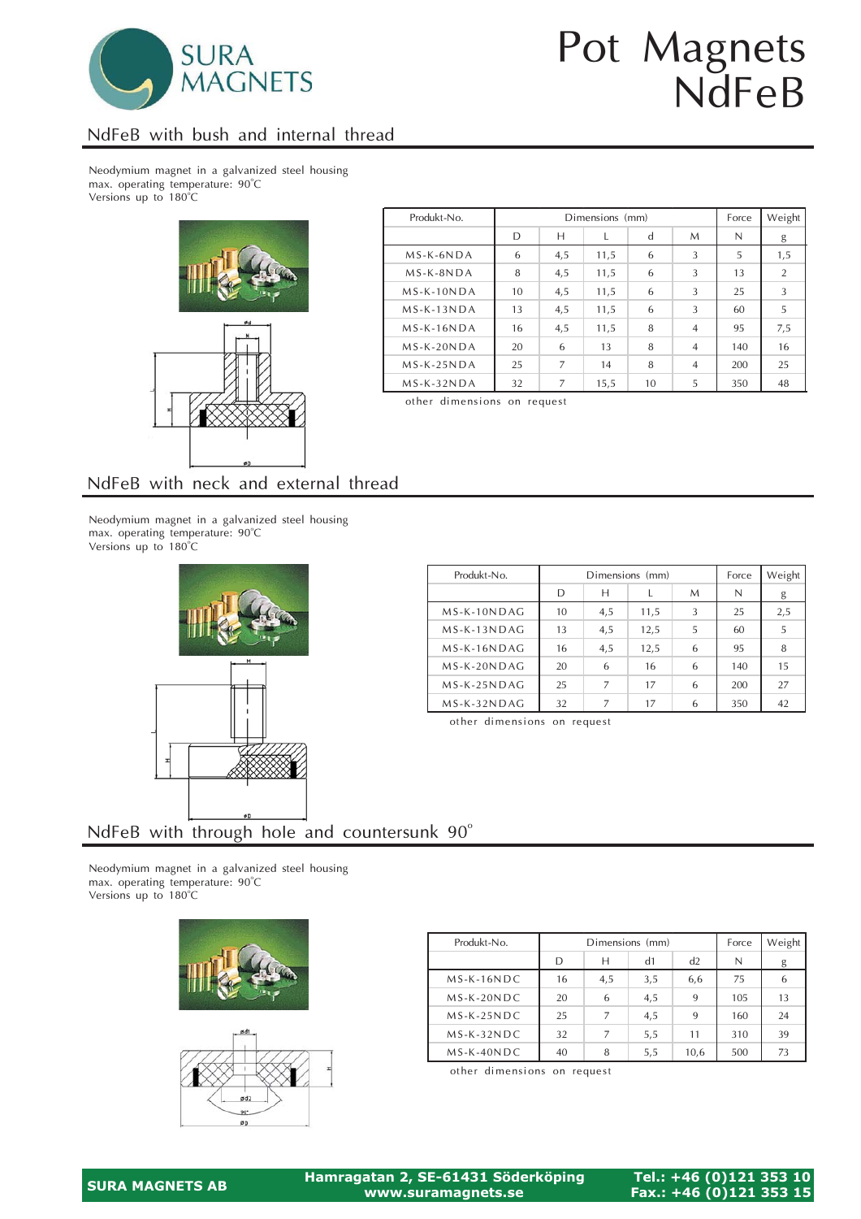# Pot Magnets NdFeB

## NdFeB with bush and internal thread

Neodymium magnet in a galvanized steel housing
max. operating temperature: 90°C
Versions up to 180°C

| Produkt-No. | Dimensions (mm) | | | | | Force | Weight |
|---|---|---|---|---|---|---|---|
| | D | H | L | d | M | N | g |
| MS-K-6NDA | 6 | 4,5 | 11,5 | 6 | 3 | 5 | 1,5 |
| MS-K-8NDA | 8 | 4,5 | 11,5 | 6 | 3 | 13 | 2 |
| MS-K-10NDA | 10 | 4,5 | 11,5 | 6 | 3 | 25 | 3 |
| MS-K-13NDA | 13 | 4,5 | 11,5 | 6 | 3 | 60 | 5 |
| MS-K-16NDA | 16 | 4,5 | 11,5 | 8 | 4 | 95 | 7,5 |
| MS-K-20NDA | 20 | 6 | 13 | 8 | 4 | 140 | 16 |
| MS-K-25NDA | 25 | 7 | 14 | 8 | 4 | 200 | 25 |
| MS-K-32NDA | 32 | 7 | 15,5 | 10 | 5 | 350 | 48 |

other dimensions on request

## NdFeB with neck and external thread

Neodymium magnet in a galvanized steel housing
max. operating temperature: 90°C
Versions up to 180°C

| Produkt-No. | Dimensions (mm) | | | | Force | Weight |
|---|---|---|---|---|---|---|
| | D | H | L | M | N | g |
| MS-K-10NDAG | 10 | 4,5 | 11,5 | 3 | 25 | 2,5 |
| MS-K-13NDAG | 13 | 4,5 | 12,5 | 5 | 60 | 5 |
| MS-K-16NDAG | 16 | 4,5 | 12,5 | 6 | 95 | 8 |
| MS-K-20NDAG | 20 | 6 | 16 | 6 | 140 | 15 |
| MS-K-25NDAG | 25 | 7 | 17 | 6 | 200 | 27 |
| MS-K-32NDAG | 32 | 7 | 17 | 6 | 350 | 42 |

other dimensions on request

## NdFeB with through hole and countersunk 90°

Neodymium magnet in a galvanized steel housing
max. operating temperature: 90°C
Versions up to 180°C

| Produkt-No. | Dimensions (mm) | | | | Force | Weight |
|---|---|---|---|---|---|---|
| | D | H | d1 | d2 | N | g |
| MS-K-16NDC | 16 | 4,5 | 3,5 | 6,6 | 75 | 6 |
| MS-K-20NDC | 20 | 6 | 4,5 | 9 | 105 | 13 |
| MS-K-25NDC | 25 | 7 | 4,5 | 9 | 160 | 24 |
| MS-K-32NDC | 32 | 7 | 5,5 | 11 | 310 | 39 |
| MS-K-40NDC | 40 | 8 | 5,5 | 10,6 | 500 | 73 |

other dimensions on request

**SURA MAGNETS AB** | **Hamragatan 2, SE-61431 Söderköping** **www.suramagnets.se** | **Tel.: +46 (0)121 353 10** **Fax.: +46 (0)121 353 15**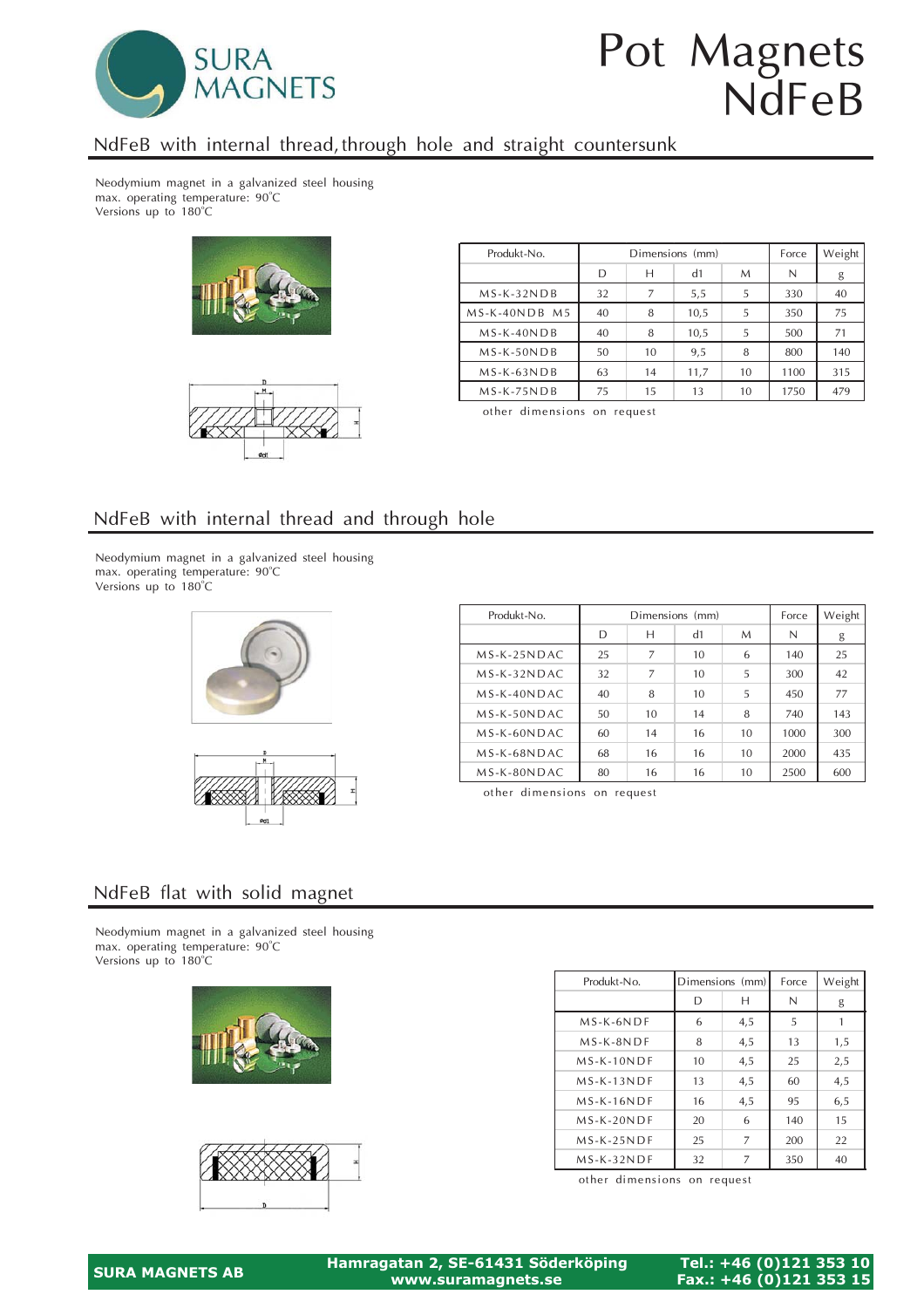# Pot Magnets NdFeB

## NdFeB with internal thread, through hole and straight countersunk

Neodymium magnet in a galvanized steel housing
max. operating temperature: 90°C
Versions up to 180°C

| Produkt-No. | Dimensions (mm) | | | | Force | Weight |
|---|---|---|---|---|---|---|
| | D | H | d1 | M | N | g |
| MS-K-32NDB | 32 | 7 | 5,5 | 5 | 330 | 40 |
| MS-K-40NDB M5 | 40 | 8 | 10,5 | 5 | 350 | 75 |
| MS-K-40NDB | 40 | 8 | 10,5 | 5 | 500 | 71 |
| MS-K-50NDB | 50 | 10 | 9,5 | 8 | 800 | 140 |
| MS-K-63NDB | 63 | 14 | 11,7 | 10 | 1100 | 315 |
| MS-K-75NDB | 75 | 15 | 13 | 10 | 1750 | 479 |

other dimensions on request

## NdFeB with internal thread and through hole

Neodymium magnet in a galvanized steel housing
max. operating temperature: 90°C
Versions up to 180°C

| Produkt-No. | Dimensions (mm) | | | | Force | Weight |
|---|---|---|---|---|---|---|
| | D | H | d1 | M | N | g |
| MS-K-25NDAC | 25 | 7 | 10 | 6 | 140 | 25 |
| MS-K-32NDAC | 32 | 7 | 10 | 5 | 300 | 42 |
| MS-K-40NDAC | 40 | 8 | 10 | 5 | 450 | 77 |
| MS-K-50NDAC | 50 | 10 | 14 | 8 | 740 | 143 |
| MS-K-60NDAC | 60 | 14 | 16 | 10 | 1000 | 300 |
| MS-K-68NDAC | 68 | 16 | 16 | 10 | 2000 | 435 |
| MS-K-80NDAC | 80 | 16 | 16 | 10 | 2500 | 600 |

other dimensions on request

## NdFeB flat with solid magnet

Neodymium magnet in a galvanized steel housing
max. operating temperature: 90°C
Versions up to 180°C

| Produkt-No. | Dimensions (mm) | | Force | Weight |
|---|---|---|---|---|
| | D | H | N | g |
| MS-K-6NDF | 6 | 4,5 | 5 | 1 |
| MS-K-8NDF | 8 | 4,5 | 13 | 1,5 |
| MS-K-10NDF | 10 | 4,5 | 25 | 2,5 |
| MS-K-13NDF | 13 | 4,5 | 60 | 4,5 |
| MS-K-16NDF | 16 | 4,5 | 95 | 6,5 |
| MS-K-20NDF | 20 | 6 | 140 | 15 |
| MS-K-25NDF | 25 | 7 | 200 | 22 |
| MS-K-32NDF | 32 | 7 | 350 | 40 |

other dimensions on request

**SURA MAGNETS AB** | **Hamragatan 2, SE-61431 Söderköping** | **www.suramagnets.se** | **Tel.: +46 (0)121 353 10** | **Fax.: +46 (0)121 353 15**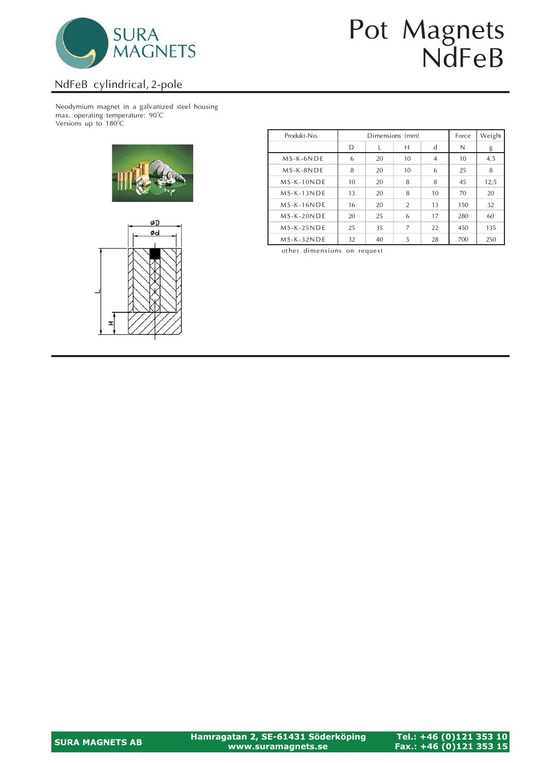# Pot Magnets NdFeB

## NdFeB cylindrical, 2-pole

Neodymium magnet in a galvanized steel housing
max. operating temperature: 90°C
Versions up to 180°C

| Produkt-No. | Dimensions (mm) | | | | Force | Weight |
|---|---|---|---|---|---|---|
| | D | L | H | d | N | g |
| MS-K-6NDE | 6 | 20 | 10 | 4 | 10 | 4,5 |
| MS-K-8NDE | 8 | 20 | 10 | 6 | 25 | 8 |
| MS-K-10NDE | 10 | 20 | 8 | 8 | 45 | 12,5 |
| MS-K-13NDE | 13 | 20 | 8 | 10 | 70 | 20 |
| MS-K-16NDE | 16 | 20 | 2 | 13 | 150 | 32 |
| MS-K-20NDE | 20 | 25 | 6 | 17 | 280 | 60 |
| MS-K-25NDE | 25 | 35 | 7 | 22 | 450 | 135 |
| MS-K-32NDE | 32 | 40 | 5 | 28 | 700 | 250 |

other dimensions on request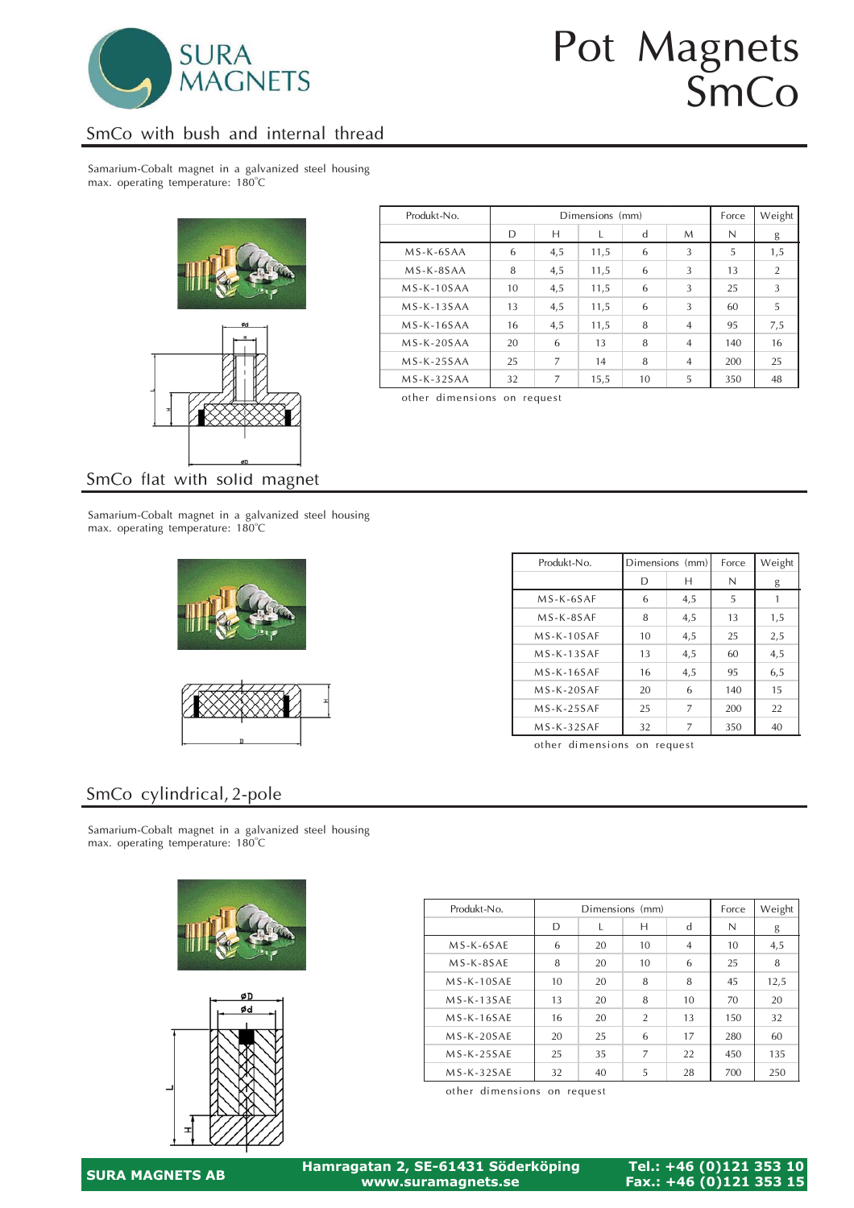# Pot Magnets SmCo

## SmCo with bush and internal thread

Samarium-Cobalt magnet in a galvanized steel housing
max. operating temperature: 180°C

| Produkt-No. | Dimensions (mm) | | | | | Force | Weight |
|---|---|---|---|---|---|---|---|
| | D | H | L | d | M | N | g |
| MS-K-6SAA | 6 | 4,5 | 11,5 | 6 | 3 | 5 | 1,5 |
| MS-K-8SAA | 8 | 4,5 | 11,5 | 6 | 3 | 13 | 2 |
| MS-K-10SAA | 10 | 4,5 | 11,5 | 6 | 3 | 25 | 3 |
| MS-K-13SAA | 13 | 4,5 | 11,5 | 6 | 3 | 60 | 5 |
| MS-K-16SAA | 16 | 4,5 | 11,5 | 8 | 4 | 95 | 7,5 |
| MS-K-20SAA | 20 | 6 | 13 | 8 | 4 | 140 | 16 |
| MS-K-25SAA | 25 | 7 | 14 | 8 | 4 | 200 | 25 |
| MS-K-32SAA | 32 | 7 | 15,5 | 10 | 5 | 350 | 48 |

other dimensions on request

## SmCo flat with solid magnet

Samarium-Cobalt magnet in a galvanized steel housing
max. operating temperature: 180°C

| Produkt-No. | Dimensions (mm) | | Force | Weight |
|---|---|---|---|---|
| | D | H | N | g |
| MS-K-6SAF | 6 | 4,5 | 5 | 1 |
| MS-K-8SAF | 8 | 4,5 | 13 | 1,5 |
| MS-K-10SAF | 10 | 4,5 | 25 | 2,5 |
| MS-K-13SAF | 13 | 4,5 | 60 | 4,5 |
| MS-K-16SAF | 16 | 4,5 | 95 | 6,5 |
| MS-K-20SAF | 20 | 6 | 140 | 15 |
| MS-K-25SAF | 25 | 7 | 200 | 22 |
| MS-K-32SAF | 32 | 7 | 350 | 40 |

other dimensions on request

## SmCo cylindrical, 2-pole

Samarium-Cobalt magnet in a galvanized steel housing
max. operating temperature: 180°C

| Produkt-No. | Dimensions (mm) | | | | Force | Weight |
|---|---|---|---|---|---|---|
| | D | L | H | d | N | g |
| MS-K-6SAE | 6 | 20 | 10 | 4 | 10 | 4,5 |
| MS-K-8SAE | 8 | 20 | 10 | 6 | 25 | 8 |
| MS-K-10SAE | 10 | 20 | 8 | 8 | 45 | 12,5 |
| MS-K-13SAE | 13 | 20 | 8 | 10 | 70 | 20 |
| MS-K-16SAE | 16 | 20 | 2 | 13 | 150 | 32 |
| MS-K-20SAE | 20 | 25 | 6 | 17 | 280 | 60 |
| MS-K-25SAE | 25 | 35 | 7 | 22 | 450 | 135 |
| MS-K-32SAE | 32 | 40 | 5 | 28 | 700 | 250 |

other dimensions on request

**SURA MAGNETS AB** | **Hamragatan 2, SE-61431 Söderköping** | **www.suramagnets.se** | **Tel.: +46 (0)121 353 10** | **Fax.: +46 (0)121 353 15**